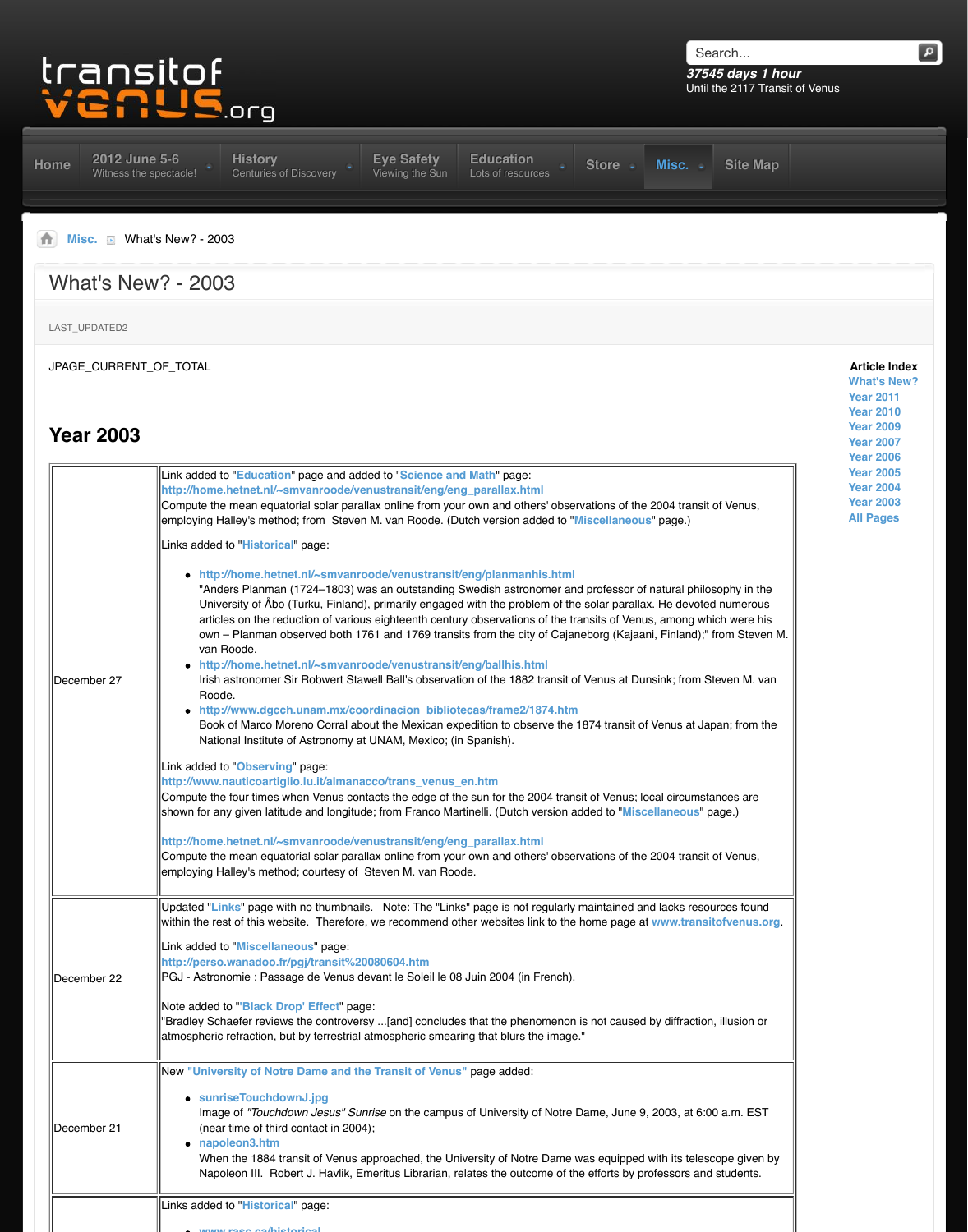transitofvenus.org

Search...

**37545 days 1 hour**
Until the 2117 Transit of Venus

Home | 2012 June 5-6 Witness the spectacle! | History Centuries of Discovery | Eye Safety Viewing the Sun | Education Lots of resources | Store | Misc. | Site Map

Misc. » What's New? - 2003

# What's New? - 2003

LAST_UPDATED2

JPAGE_CURRENT_OF_TOTAL

**Article Index**
- What's New?
- Year 2011
- Year 2010
- Year 2009
- Year 2007
- Year 2006
- Year 2005
- Year 2004
- Year 2003
- All Pages

## Year 2003

| | |
|---|---|
| December 27 | Link added to "Education" page and added to "Science and Math" page:<br>http://home.hetnet.nl/~smvanroode/venustransit/eng/eng_parallax.html<br>Compute the mean equatorial solar parallax online from your own and others' observations of the 2004 transit of Venus, employing Halley's method; from Steven M. van Roode. (Dutch version added to "Miscellaneous" page.)<br><br>Links added to "Historical" page:<br>• http://home.hetnet.nl/~smvanroode/venustransit/eng/planmanhis.html<br>"Anders Planman (1724–1803) was an outstanding Swedish astronomer and professor of natural philosophy in the University of Åbo (Turku, Finland), primarily engaged with the problem of the solar parallax. He devoted numerous articles on the reduction of various eighteenth century observations of the transits of Venus, among which were his own – Planman observed both 1761 and 1769 transits from the city of Cajaneborg (Kajaani, Finland);" from Steven M. van Roode.<br>• http://home.hetnet.nl/~smvanroode/venustransit/eng/ballhis.html<br>Irish astronomer Sir Robwert Stawell Ball's observation of the 1882 transit of Venus at Dunsink; from Steven M. van Roode.<br>• http://www.dgcch.unam.mx/coordinacion_bibliotecas/frame2/1874.htm<br>Book of Marco Moreno Corral about the Mexican expedition to observe the 1874 transit of Venus at Japan; from the National Institute of Astronomy at UNAM, Mexico; (in Spanish).<br><br>Link added to "Observing" page:<br>http://www.nauticoartiglio.lu.it/almanacco/trans_venus_en.htm<br>Compute the four times when Venus contacts the edge of the sun for the 2004 transit of Venus; local circumstances are shown for any given latitude and longitude; from Franco Martinelli. (Dutch version added to "Miscellaneous" page.)<br><br>http://home.hetnet.nl/~smvanroode/venustransit/eng/eng_parallax.html<br>Compute the mean equatorial solar parallax online from your own and others' observations of the 2004 transit of Venus, employing Halley's method; courtesy of Steven M. van Roode. |
| December 22 | Updated "Links" page with no thumbnails. Note: The "Links" page is not regularly maintained and lacks resources found within the rest of this website. Therefore, we recommend other websites link to the home page at www.transitofvenus.org.<br><br>Link added to "Miscellaneous" page:<br>http://perso.wanadoo.fr/pgj/transit%20080604.htm<br>PGJ - Astronomie : Passage de Venus devant le Soleil le 08 Juin 2004 (in French).<br><br>Note added to "'Black Drop' Effect" page:<br>"Bradley Schaefer reviews the controversy ...[and] concludes that the phenomenon is not caused by diffraction, illusion or atmospheric refraction, but by terrestrial atmospheric smearing that blurs the image." |
| December 21 | New "University of Notre Dame and the Transit of Venus" page added:<br>• sunriseTouchdownJ.jpg<br>Image of *"Touchdown Jesus" Sunrise* on the campus of University of Notre Dame, June 9, 2003, at 6:00 a.m. EST (near time of third contact in 2004);<br>• napoleon3.htm<br>When the 1884 transit of Venus approached, the University of Notre Dame was equipped with its telescope given by Napoleon III. Robert J. Havlik, Emeritus Librarian, relates the outcome of the efforts by professors and students. |
| | Links added to "Historical" page:<br>• www.rasc.ca/historical |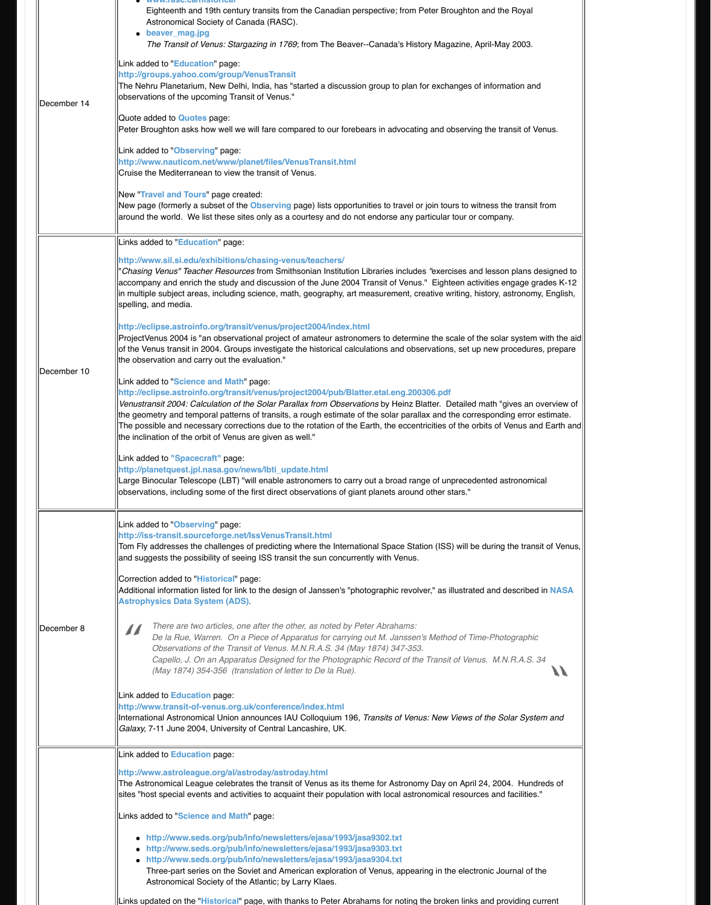| | |
|---|---|
| | - **www.rasc.ca/historical** Eighteenth and 19th century transits from the Canadian perspective; from Peter Broughton and the Royal Astronomical Society of Canada (RASC). - **beaver_mag.jpg** *The Transit of Venus: Stargazing in 1769*; from The Beaver--Canada's History Magazine, April-May 2003. |
| December 14 | Link added to "**Education**" page: **http://groups.yahoo.com/group/VenusTransit** The Nehru Planetarium, New Delhi, India, has "started a discussion group to plan for exchanges of information and observations of the upcoming Transit of Venus." Quote added to **Quotes** page: Peter Broughton asks how well we will fare compared to our forebears in advocating and observing the transit of Venus. Link added to "**Observing**" page: **http://www.nauticom.net/www/planet/files/VenusTransit.html** Cruise the Mediterranean to view the transit of Venus. New "**Travel and Tours**" page created: New page (formerly a subset of the **Observing** page) lists opportunities to travel or join tours to witness the transit from around the world. We list these sites only as a courtesy and do not endorse any particular tour or company. |
| December 10 | Links added to "**Education**" page: **http://www.sil.si.edu/exhibitions/chasing-venus/teachers/** "*Chasing Venus" Teacher Resources* from Smithsonian Institution Libraries includes "exercises and lesson plans designed to accompany and enrich the study and discussion of the June 2004 Transit of Venus." Eighteen activities engage grades K-12 in multiple subject areas, including science, math, geography, art measurement, creative writing, history, astronomy, English, spelling, and media. **http://eclipse.astroinfo.org/transit/venus/project2004/index.html** ProjectVenus 2004 is "an observational project of amateur astronomers to determine the scale of the solar system with the aid of the Venus transit in 2004. Groups investigate the historical calculations and observations, set up new procedures, prepare the observation and carry out the evaluation." Link added to "**Science and Math**" page: **http://eclipse.astroinfo.org/transit/venus/project2004/pub/Blatter.etal.eng.200306.pdf** *Venustransit 2004: Calculation of the Solar Parallax from Observations* by Heinz Blatter. Detailed math "gives an overview of the geometry and temporal patterns of transits, a rough estimate of the solar parallax and the corresponding error estimate. The possible and necessary corrections due to the rotation of the Earth, the eccentricities of the orbits of Venus and Earth and the inclination of the orbit of Venus are given as well." Link added to **"Spacecraft"** page: **http://planetquest.jpl.nasa.gov/news/lbti_update.html** Large Binocular Telescope (LBT) "will enable astronomers to carry out a broad range of unprecedented astronomical observations, including some of the first direct observations of giant planets around other stars." |
| December 8 | Link added to "**Observing**" page: **http://iss-transit.sourceforge.net/IssVenusTransit.html** Tom Fly addresses the challenges of predicting where the International Space Station (ISS) will be during the transit of Venus, and suggests the possibility of seeing ISS transit the sun concurrently with Venus. Correction added to "**Historical**" page: Additional information listed for link to the design of Janssen's "photographic revolver," as illustrated and described in **NASA Astrophysics Data System (ADS)**. *There are two articles, one after the other, as noted by Peter Abrahams: De la Rue, Warren. On a Piece of Apparatus for carrying out M. Janssen's Method of Time-Photographic Observations of the Transit of Venus. M.N.R.A.S. 34 (May 1874) 347-353. Capello, J. On an Apparatus Designed for the Photographic Record of the Transit of Venus. M.N.R.A.S. 34 (May 1874) 354-356 (translation of letter to De la Rue).* Link added to **Education** page: **http://www.transit-of-venus.org.uk/conference/index.html** International Astronomical Union announces IAU Colloquium 196, *Transits of Venus: New Views of the Solar System and Galaxy,* 7-11 June 2004, University of Central Lancashire, UK. |
| | Link added to **Education** page: **http://www.astroleague.org/al/astroday/astroday.html** The Astronomical League celebrates the transit of Venus as its theme for Astronomy Day on April 24, 2004. Hundreds of sites "host special events and activities to acquaint their population with local astronomical resources and facilities." Links added to "**Science and Math**" page: - **http://www.seds.org/pub/info/newsletters/ejasa/1993/jasa9302.txt** - **http://www.seds.org/pub/info/newsletters/ejasa/1993/jasa9303.txt** - **http://www.seds.org/pub/info/newsletters/ejasa/1993/jasa9304.txt** Three-part series on the Soviet and American exploration of Venus, appearing in the electronic Journal of the Astronomical Society of the Atlantic; by Larry Klaes. Links updated on the "**Historical**" page, with thanks to Peter Abrahams for noting the broken links and providing current |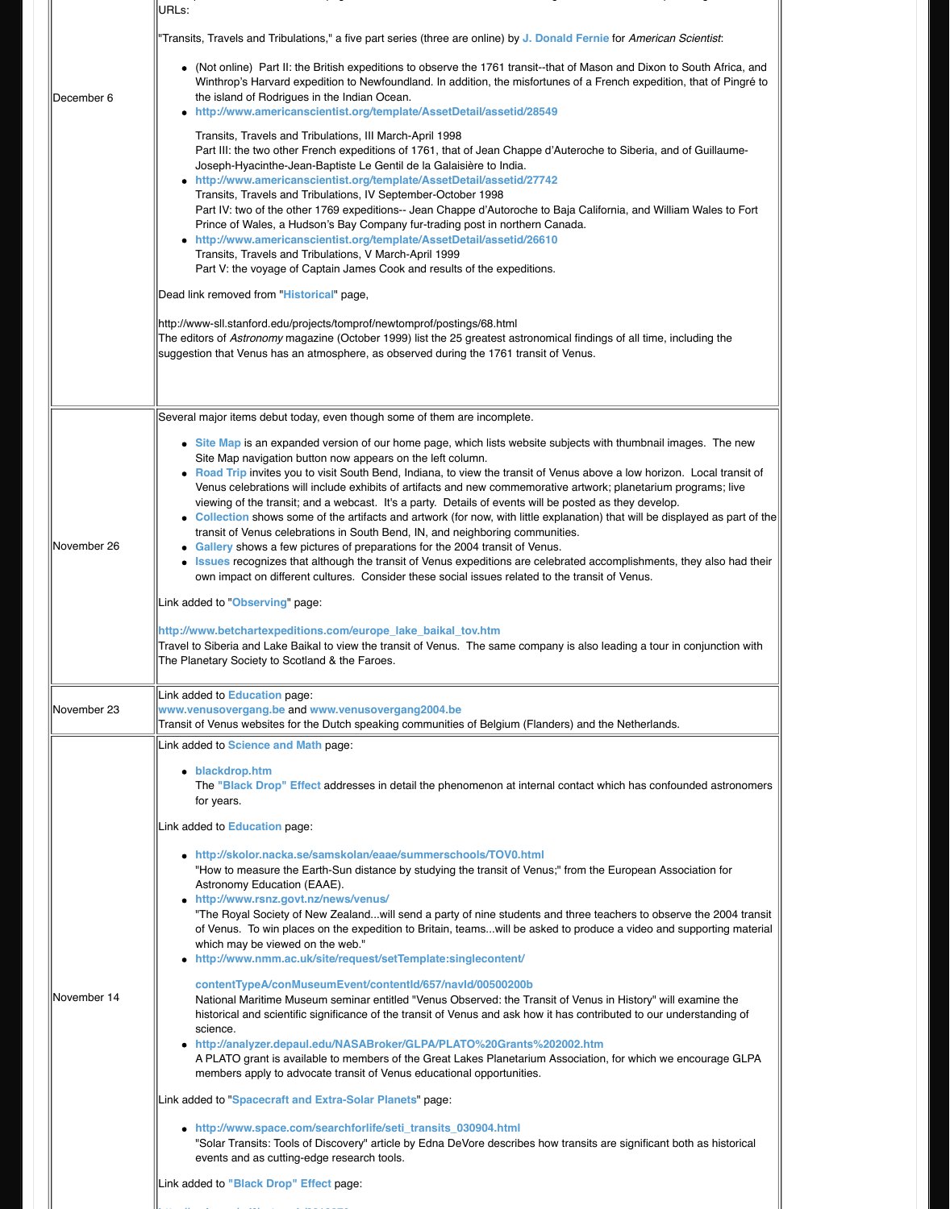| | |
|---|---|
| December 6 | URLs:<br><br>"Transits, Travels and Tribulations," a five part series (three are online) by **J. Donald Fernie** for *American Scientist*:<br><br>• (Not online) Part II: the British expeditions to observe the 1761 transit--that of Mason and Dixon to South Africa, and Winthrop's Harvard expedition to Newfoundland. In addition, the misfortunes of a French expedition, that of Pingré to the island of Rodrigues in the Indian Ocean.<br>• **http://www.americanscientist.org/template/AssetDetail/assetid/28549**<br>Transits, Travels and Tribulations, III March-April 1998<br>Part III: the two other French expeditions of 1761, that of Jean Chappe d'Auteroche to Siberia, and of Guillaume-Joseph-Hyacinthe-Jean-Baptiste Le Gentil de la Galaisière to India.<br>• **http://www.americanscientist.org/template/AssetDetail/assetid/27742**<br>Transits, Travels and Tribulations, IV September-October 1998<br>Part IV: two of the other 1769 expeditions-- Jean Chappe d'Autoroche to Baja California, and William Wales to Fort Prince of Wales, a Hudson's Bay Company fur-trading post in northern Canada.<br>• **http://www.americanscientist.org/template/AssetDetail/assetid/26610**<br>Transits, Travels and Tribulations, V March-April 1999<br>Part V: the voyage of Captain James Cook and results of the expeditions.<br><br>Dead link removed from "**Historical**" page,<br><br>http://www-sll.stanford.edu/projects/tomprof/newtomprof/postings/68.html<br>The editors of *Astronomy* magazine (October 1999) list the 25 greatest astronomical findings of all time, including the suggestion that Venus has an atmosphere, as observed during the 1761 transit of Venus. |
| November 26 | Several major items debut today, even though some of them are incomplete.<br><br>• **Site Map** is an expanded version of our home page, which lists website subjects with thumbnail images. The new Site Map navigation button now appears on the left column.<br>• **Road Trip** invites you to visit South Bend, Indiana, to view the transit of Venus above a low horizon. Local transit of Venus celebrations will include exhibits of artifacts and new commemorative artwork; planetarium programs; live viewing of the transit; and a webcast. It's a party. Details of events will be posted as they develop.<br>• **Collection** shows some of the artifacts and artwork (for now, with little explanation) that will be displayed as part of the transit of Venus celebrations in South Bend, IN, and neighboring communities.<br>• **Gallery** shows a few pictures of preparations for the 2004 transit of Venus.<br>• **Issues** recognizes that although the transit of Venus expeditions are celebrated accomplishments, they also had their own impact on different cultures. Consider these social issues related to the transit of Venus.<br><br>Link added to "**Observing**" page:<br><br>**http://www.betchartexpeditions.com/europe_lake_baikal_tov.htm**<br>Travel to Siberia and Lake Baikal to view the transit of Venus. The same company is also leading a tour in conjunction with The Planetary Society to Scotland & the Faroes. |
| November 23 | Link added to **Education** page:<br>**www.venusovergang.be** and **www.venusovergang2004.be**<br>Transit of Venus websites for the Dutch speaking communities of Belgium (Flanders) and the Netherlands. |
| November 14 | Link added to **Science and Math** page:<br><br>• **blackdrop.htm**<br>The **"Black Drop" Effect** addresses in detail the phenomenon at internal contact which has confounded astronomers for years.<br><br>Link added to **Education** page:<br><br>• **http://skolor.nacka.se/samskolan/eaae/summerschools/TOV0.html**<br>"How to measure the Earth-Sun distance by studying the transit of Venus;" from the European Association for Astronomy Education (EAAE).<br>• **http://www.rsnz.govt.nz/news/venus/**<br>"The Royal Society of New Zealand...will send a party of nine students and three teachers to observe the 2004 transit of Venus. To win places on the expedition to Britain, teams...will be asked to produce a video and supporting material which may be viewed on the web."<br>• **http://www.nmm.ac.uk/site/request/setTemplate:singlecontent/contentTypeA/conMuseumEvent/contentId/657/navId/00500200b**<br>National Maritime Museum seminar entitled "Venus Observed: the Transit of Venus in History" will examine the historical and scientific significance of the transit of Venus and ask how it has contributed to our understanding of science.<br>• **http://analyzer.depaul.edu/NASABroker/GLPA/PLATO%20Grants%202002.htm**<br>A PLATO grant is available to members of the Great Lakes Planetarium Association, for which we encourage GLPA members apply to advocate transit of Venus educational opportunities.<br><br>Link added to "**Spacecraft and Extra-Solar Planets**" page:<br><br>• **http://www.space.com/searchforlife/seti_transits_030904.html**<br>"Solar Transits: Tools of Discovery" article by Edna DeVore describes how transits are significant both as historical events and as cutting-edge research tools.<br><br>Link added to **"Black Drop" Effect** page: |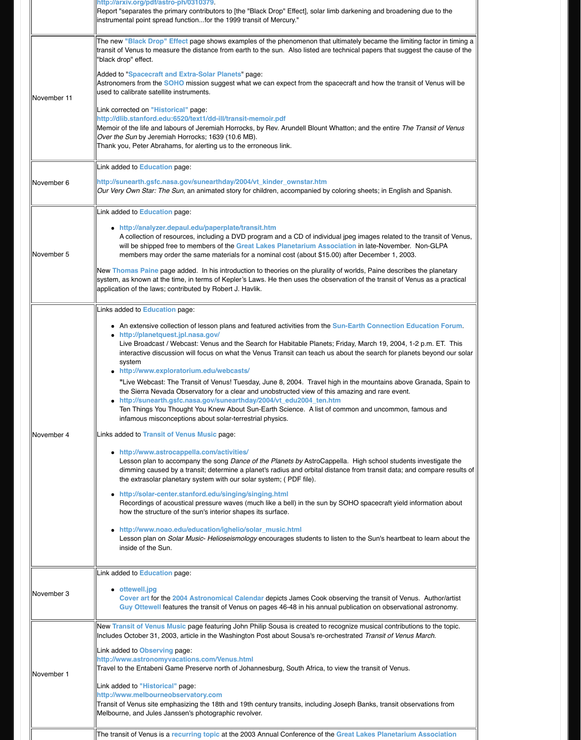| | |
|---|---|
| | http://arxiv.org/pdf/astro-ph/0310379. Report "separates the primary contributors to [the "Black Drop" Effect], solar limb darkening and broadening due to the instrumental point spread function...for the 1999 transit of Mercury." |
| November 11 | The new "Black Drop" Effect page shows examples of the phenomenon that ultimately became the limiting factor in timing a transit of Venus to measure the distance from earth to the sun. Also listed are technical papers that suggest the cause of the "black drop" effect.<br><br>Added to "Spacecraft and Extra-Solar Planets" page: Astronomers from the SOHO mission suggest what we can expect from the spacecraft and how the transit of Venus will be used to calibrate satellite instruments.<br><br>Link corrected on "Historical" page: http://dlib.stanford.edu:6520/text1/dd-ill/transit-memoir.pdf Memoir of the life and labours of Jeremiah Horrocks, by Rev. Arundell Blount Whatton; and the entire *The Transit of Venus Over the Sun* by Jeremiah Horrocks; 1639 (10.6 MB). Thank you, Peter Abrahams, for alerting us to the erroneous link. |
| November 6 | Link added to Education page:<br><br>http://sunearth.gsfc.nasa.gov/sunearthday/2004/vt_kinder_ownstar.htm *Our Very Own Star: The Sun*, an animated story for children, accompanied by coloring sheets; in English and Spanish. |
| November 5 | Link added to Education page:<br><br>• http://analyzer.depaul.edu/paperplate/transit.htm A collection of resources, including a DVD program and a CD of individual jpeg images related to the transit of Venus, will be shipped free to members of the Great Lakes Planetarium Association in late-November. Non-GLPA members may order the same materials for a nominal cost (about $15.00) after December 1, 2003.<br><br>New Thomas Paine page added. In his introduction to theories on the plurality of worlds, Paine describes the planetary system, as known at the time, in terms of Kepler's Laws. He then uses the observation of the transit of Venus as a practical application of the laws; contributed by Robert J. Havlik. |
| November 4 | Links added to Education page:<br><br>• An extensive collection of lesson plans and featured activities from the Sun-Earth Connection Education Forum.<br>• http://planetquest.jpl.nasa.gov/ Live Broadcast / Webcast: Venus and the Search for Habitable Planets; Friday, March 19, 2004, 1-2 p.m. ET. This interactive discussion will focus on what the Venus Transit can teach us about the search for planets beyond our solar system<br>• http://www.exploratorium.edu/webcasts/ "Live Webcast: The Transit of Venus! Tuesday, June 8, 2004. Travel high in the mountains above Granada, Spain to the Sierra Nevada Observatory for a clear and unobstructed view of this amazing and rare event.<br>• http://sunearth.gsfc.nasa.gov/sunearthday/2004/vt_edu2004_ten.htm Ten Things You Thought You Knew About Sun-Earth Science. A list of common and uncommon, famous and infamous misconceptions about solar-terrestrial physics.<br><br>Links added to Transit of Venus Music page:<br><br>• http://www.astrocappella.com/activities/ Lesson plan to accompany the song *Dance of the Planets by* AstroCappella. High school students investigate the dimming caused by a transit; determine a planet's radius and orbital distance from transit data; and compare results of the extrasolar planetary system with our solar system; ( PDF file).<br>• http://solar-center.stanford.edu/singing/singing.html Recordings of acoustical pressure waves (much like a bell) in the sun by SOHO spacecraft yield information about how the structure of the sun's interior shapes its surface.<br>• http://www.noao.edu/education/ighelio/solar_music.html Lesson plan on *Solar Music- Helioseismology* encourages students to listen to the Sun's heartbeat to learn about the inside of the Sun. |
| November 3 | Link added to Education page:<br><br>• ottewell.jpg Cover art for the 2004 Astronomical Calendar depicts James Cook observing the transit of Venus. Author/artist Guy Ottewell features the transit of Venus on pages 46-48 in his annual publication on observational astronomy. |
| November 1 | New Transit of Venus Music page featuring John Philip Sousa is created to recognize musical contributions to the topic. Includes October 31, 2003, article in the Washington Post about Sousa's re-orchestrated *Transit of Venus March*.<br><br>Link added to Observing page: http://www.astronomyvacations.com/Venus.html Travel to the Entabeni Game Preserve north of Johannesburg, South Africa, to view the transit of Venus.<br><br>Link added to "Historical" page: http://www.melbourneobservatory.com Transit of Venus site emphasizing the 18th and 19th century transits, including Joseph Banks, transit observations from Melbourne, and Jules Janssen's photographic revolver. |
| | The transit of Venus is a recurring topic at the 2003 Annual Conference of the Great Lakes Planetarium Association |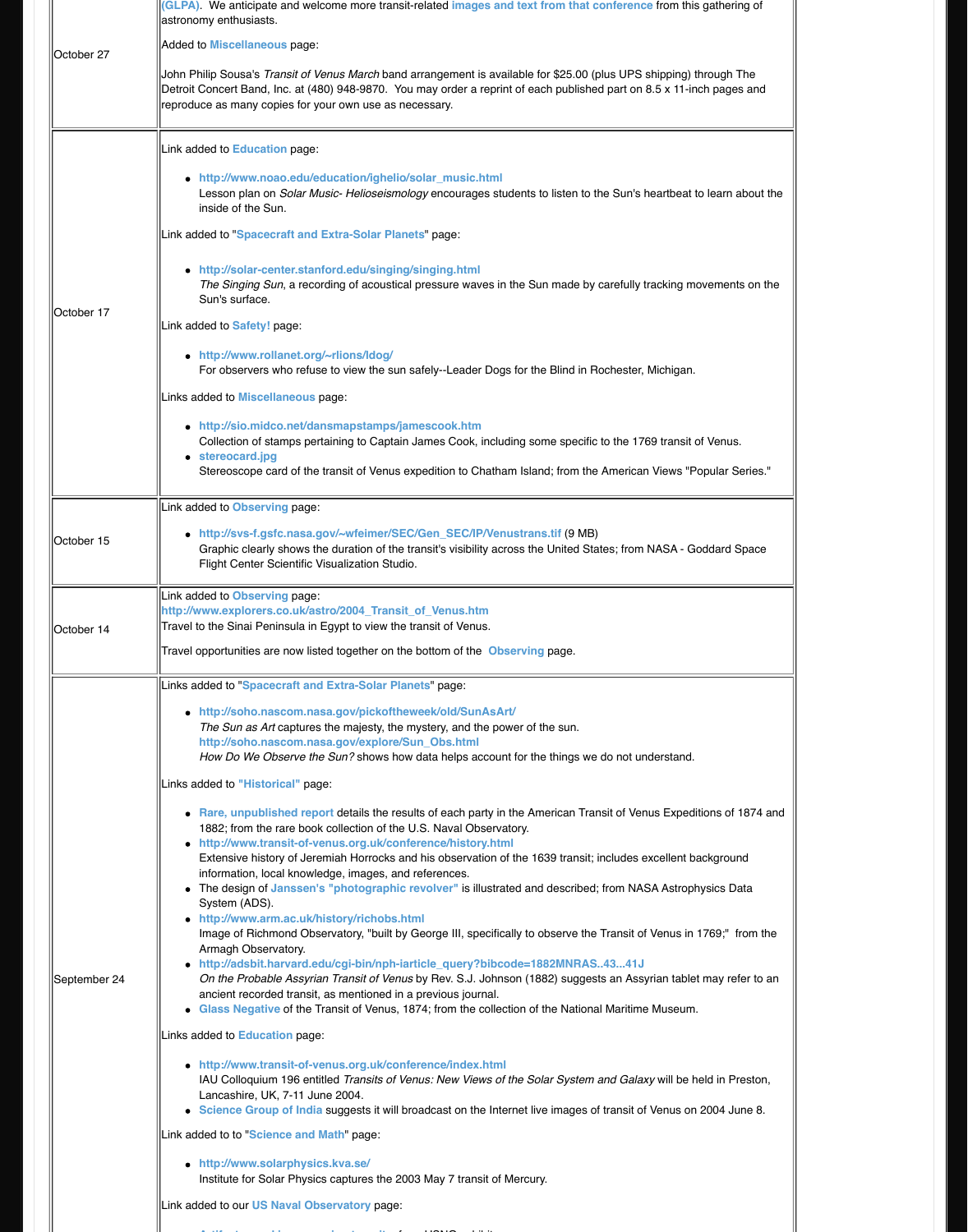| | |
|---|---|
| October 27 | (GLPA). We anticipate and welcome more transit-related images and text from that conference from this gathering of astronomy enthusiasts.<br><br>Added to Miscellaneous page:<br><br>John Philip Sousa's *Transit of Venus March* band arrangement is available for $25.00 (plus UPS shipping) through The Detroit Concert Band, Inc. at (480) 948-9870. You may order a reprint of each published part on 8.5 x 11-inch pages and reproduce as many copies for your own use as necessary. |
| October 17 | Link added to Education page:<br><br>• http://www.noao.edu/education/ighelio/solar_music.html<br>Lesson plan on *Solar Music- Helioseismology* encourages students to listen to the Sun's heartbeat to learn about the inside of the Sun.<br><br>Link added to "Spacecraft and Extra-Solar Planets" page:<br><br>• http://solar-center.stanford.edu/singing/singing.html<br>*The Singing Sun*, a recording of acoustical pressure waves in the Sun made by carefully tracking movements on the Sun's surface.<br><br>Link added to Safety! page:<br><br>• http://www.rollanet.org/~rlions/ldog/<br>For observers who refuse to view the sun safely--Leader Dogs for the Blind in Rochester, Michigan.<br><br>Links added to Miscellaneous page:<br><br>• http://sio.midco.net/dansmapstamps/jamescook.htm<br>Collection of stamps pertaining to Captain James Cook, including some specific to the 1769 transit of Venus.<br>• stereocard.jpg<br>Stereoscope card of the transit of Venus expedition to Chatham Island; from the American Views "Popular Series." |
| October 15 | Link added to Observing page:<br><br>• http://svs-f.gsfc.nasa.gov/~wfeimer/SEC/Gen_SEC/IP/Venustrans.tif (9 MB)<br>Graphic clearly shows the duration of the transit's visibility across the United States; from NASA - Goddard Space Flight Center Scientific Visualization Studio. |
| October 14 | Link added to Observing page:<br>http://www.explorers.co.uk/astro/2004_Transit_of_Venus.htm<br>Travel to the Sinai Peninsula in Egypt to view the transit of Venus.<br><br>Travel opportunities are now listed together on the bottom of the Observing page. |
| September 24 | Links added to "Spacecraft and Extra-Solar Planets" page:<br><br>• http://soho.nascom.nasa.gov/pickoftheweek/old/SunAsArt/<br>*The Sun as Art* captures the majesty, the mystery, and the power of the sun.<br>http://soho.nascom.nasa.gov/explore/Sun_Obs.html<br>*How Do We Observe the Sun?* shows how data helps account for the things we do not understand.<br><br>Links added to "Historical" page:<br><br>• Rare, unpublished report details the results of each party in the American Transit of Venus Expeditions of 1874 and 1882; from the rare book collection of the U.S. Naval Observatory.<br>• http://www.transit-of-venus.org.uk/conference/history.html<br>Extensive history of Jeremiah Horrocks and his observation of the 1639 transit; includes excellent background information, local knowledge, images, and references.<br>• The design of Janssen's "photographic revolver" is illustrated and described; from NASA Astrophysics Data System (ADS).<br>• http://www.arm.ac.uk/history/richobs.html<br>Image of Richmond Observatory, "built by George III, specifically to observe the Transit of Venus in 1769;" from the Armagh Observatory.<br>• http://adsbit.harvard.edu/cgi-bin/nph-iarticle_query?bibcode=1882MNRAS..43...41J<br>*On the Probable Assyrian Transit of Venus* by Rev. S.J. Johnson (1882) suggests an Assyrian tablet may refer to an ancient recorded transit, as mentioned in a previous journal.<br>• Glass Negative of the Transit of Venus, 1874; from the collection of the National Maritime Museum.<br><br>Links added to Education page:<br><br>• http://www.transit-of-venus.org.uk/conference/index.html<br>IAU Colloquium 196 entitled *Transits of Venus: New Views of the Solar System and Galaxy* will be held in Preston, Lancashire, UK, 7-11 June 2004.<br>• Science Group of India suggests it will broadcast on the Internet live images of transit of Venus on 2004 June 8.<br><br>Link added to to "Science and Math" page:<br><br>• http://www.solarphysics.kva.se/<br>Institute for Solar Physics captures the 2003 May 7 transit of Mercury.<br><br>Link added to our US Naval Observatory page: |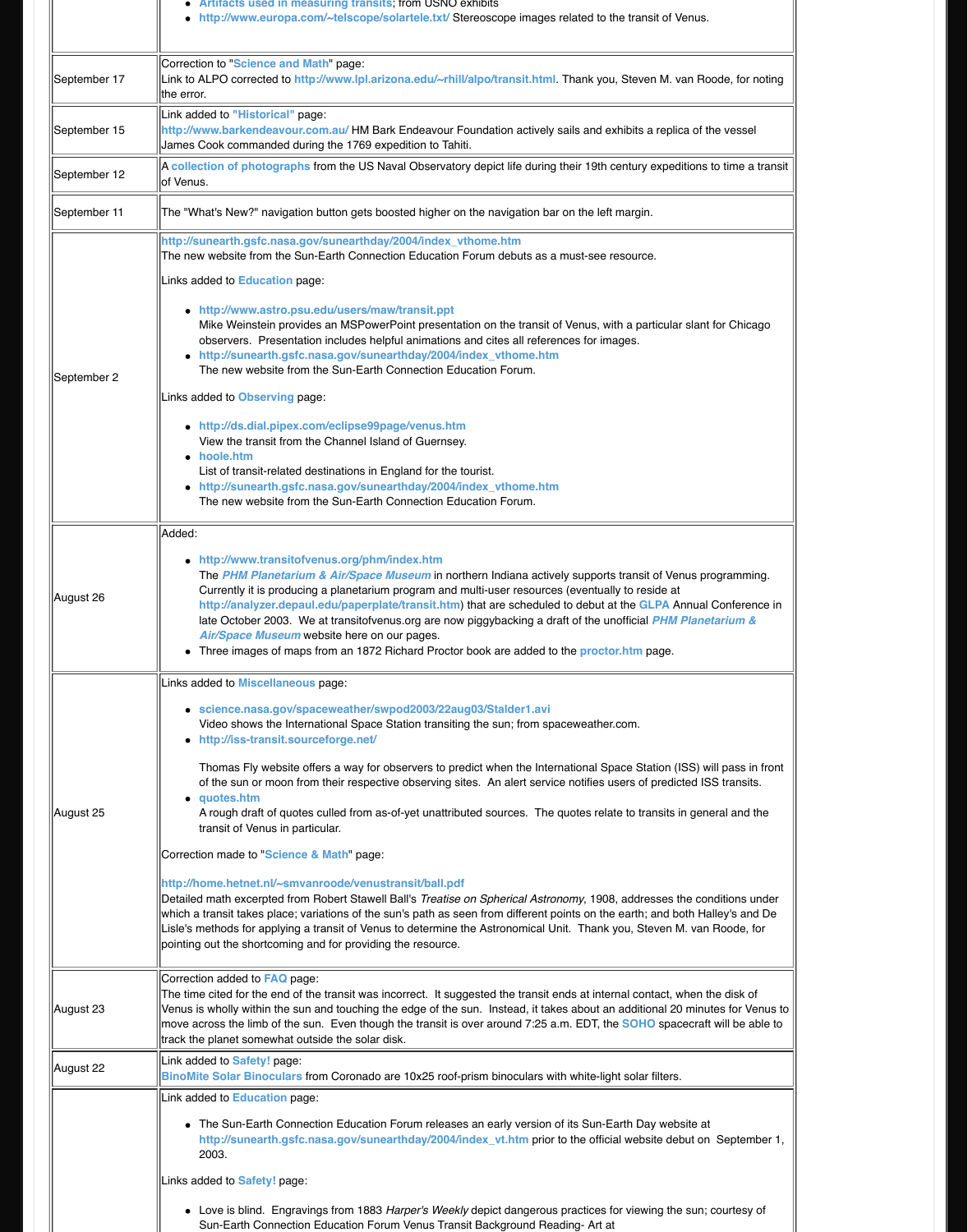| | |
|---|---|
| | - **Artifacts used in measuring transits**; from USNO exhibits<br>- **http://www.europa.com/~telscope/solartele.txt/** Stereoscope images related to the transit of Venus. |
| September 17 | Correction to "**Science and Math**" page:<br>Link to ALPO corrected to **http://www.lpl.arizona.edu/~rhill/alpo/transit.html**. Thank you, Steven M. van Roode, for noting the error. |
| September 15 | Link added to **"Historical"** page:<br>**http://www.barkendeavour.com.au/** HM Bark Endeavour Foundation actively sails and exhibits a replica of the vessel James Cook commanded during the 1769 expedition to Tahiti. |
| September 12 | A **collection of photographs** from the US Naval Observatory depict life during their 19th century expeditions to time a transit of Venus. |
| September 11 | The "What's New?" navigation button gets boosted higher on the navigation bar on the left margin. |
| September 2 | **http://sunearth.gsfc.nasa.gov/sunearthday/2004/index_vthome.htm**<br>The new website from the Sun-Earth Connection Education Forum debuts as a must-see resource.<br><br>Links added to **Education** page:<br><br>- **http://www.astro.psu.edu/users/maw/transit.ppt**<br>Mike Weinstein provides an MSPowerPoint presentation on the transit of Venus, with a particular slant for Chicago observers. Presentation includes helpful animations and cites all references for images.<br>- **http://sunearth.gsfc.nasa.gov/sunearthday/2004/index_vthome.htm**<br>The new website from the Sun-Earth Connection Education Forum.<br><br>Links added to **Observing** page:<br><br>- **http://ds.dial.pipex.com/eclipse99page/venus.htm**<br>View the transit from the Channel Island of Guernsey.<br>- **hoole.htm**<br>List of transit-related destinations in England for the tourist.<br>- **http://sunearth.gsfc.nasa.gov/sunearthday/2004/index_vthome.htm**<br>The new website from the Sun-Earth Connection Education Forum. |
| August 26 | Added:<br><br>- **http://www.transitofvenus.org/phm/index.htm**<br>The ***PHM Planetarium & Air/Space Museum*** in northern Indiana actively supports transit of Venus programming. Currently it is producing a planetarium program and multi-user resources (eventually to reside at **http://analyzer.depaul.edu/paperplate/transit.htm**) that are scheduled to debut at the **GLPA** Annual Conference in late October 2003. We at transitofvenus.org are now piggybacking a draft of the unofficial ***PHM Planetarium & Air/Space Museum*** website here on our pages.<br>- Three images of maps from an 1872 Richard Proctor book are added to the **proctor.htm** page. |
| August 25 | Links added to **Miscellaneous** page:<br><br>- **science.nasa.gov/spaceweather/swpod2003/22aug03/Stalder1.avi**<br>Video shows the International Space Station transiting the sun; from spaceweather.com.<br>- **http://iss-transit.sourceforge.net/**<br>Thomas Fly website offers a way for observers to predict when the International Space Station (ISS) will pass in front of the sun or moon from their respective observing sites. An alert service notifies users of predicted ISS transits.<br>- **quotes.htm**<br>A rough draft of quotes culled from as-of-yet unattributed sources. The quotes relate to transits in general and the transit of Venus in particular.<br><br>Correction made to "**Science & Math**" page:<br><br>**http://home.hetnet.nl/~smvanroode/venustransit/ball.pdf**<br>Detailed math excerpted from Robert Stawell Ball's *Treatise on Spherical Astronomy*, 1908, addresses the conditions under which a transit takes place; variations of the sun's path as seen from different points on the earth; and both Halley's and De Lisle's methods for applying a transit of Venus to determine the Astronomical Unit. Thank you, Steven M. van Roode, for pointing out the shortcoming and for providing the resource. |
| August 23 | Correction added to **FAQ** page:<br>The time cited for the end of the transit was incorrect. It suggested the transit ends at internal contact, when the disk of Venus is wholly within the sun and touching the edge of the sun. Instead, it takes about an additional 20 minutes for Venus to move across the limb of the sun. Even though the transit is over around 7:25 a.m. EDT, the **SOHO** spacecraft will be able to track the planet somewhat outside the solar disk. |
| August 22 | Link added to **Safety!** page:<br>**BinoMite Solar Binoculars** from Coronado are 10x25 roof-prism binoculars with white-light solar filters. |
| | Link added to **Education** page:<br><br>- The Sun-Earth Connection Education Forum releases an early version of its Sun-Earth Day website at **http://sunearth.gsfc.nasa.gov/sunearthday/2004/index_vt.htm** prior to the official website debut on September 1, 2003.<br><br>Links added to **Safety!** page:<br><br>- Love is blind. Engravings from 1883 *Harper's Weekly* depict dangerous practices for viewing the sun; courtesy of Sun-Earth Connection Education Forum Venus Transit Background Reading- Art at |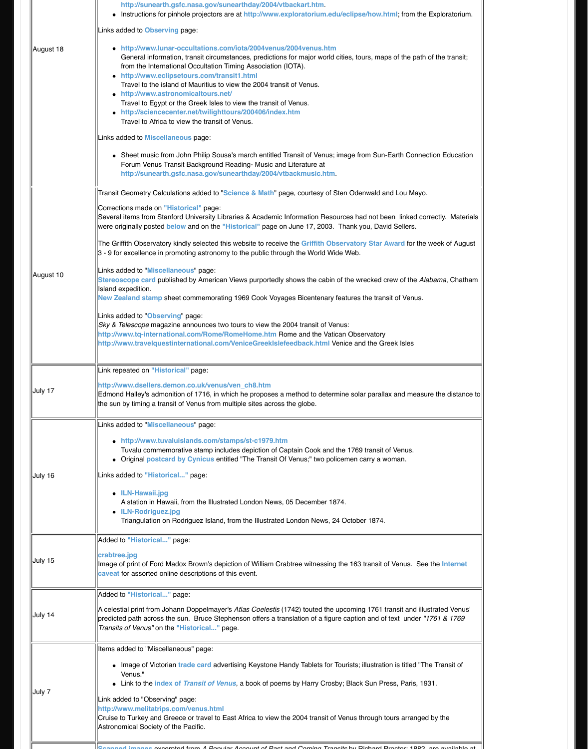| | |
|---|---|
| August 18 | http://sunearth.gsfc.nasa.gov/sunearthday/2004/vtbackart.htm.<br>• Instructions for pinhole projectors are at http://www.exploratorium.edu/eclipse/how.html; from the Exploratorium.<br><br>Links added to Observing page:<br><br>• http://www.lunar-occultations.com/iota/2004venus/2004venus.htm General information, transit circumstances, predictions for major world cities, tours, maps of the path of the transit; from the International Occultation Timing Association (IOTA).<br>• http://www.eclipsetours.com/transit1.html Travel to the island of Mauritius to view the 2004 transit of Venus.<br>• http://www.astronomicaltours.net/ Travel to Egypt or the Greek Isles to view the transit of Venus.<br>• http://sciencecenter.net/twilighttours/200406/index.htm Travel to Africa to view the transit of Venus.<br><br>Links added to Miscellaneous page:<br><br>• Sheet music from John Philip Sousa's march entitled Transit of Venus; image from Sun-Earth Connection Education Forum Venus Transit Background Reading- Music and Literature at http://sunearth.gsfc.nasa.gov/sunearthday/2004/vtbackmusic.htm. |
| August 10 | Transit Geometry Calculations added to "Science & Math" page, courtesy of Sten Odenwald and Lou Mayo.<br><br>Corrections made on "Historical" page:<br>Several items from Stanford University Libraries & Academic Information Resources had not been linked correctly. Materials were originally posted below and on the "Historical" page on June 17, 2003. Thank you, David Sellers.<br><br>The Griffith Observatory kindly selected this website to receive the Griffith Observatory Star Award for the week of August 3 - 9 for excellence in promoting astronomy to the public through the World Wide Web.<br><br>Links added to "Miscellaneous" page:<br>Stereoscope card published by American Views purportedly shows the cabin of the wrecked crew of the *Alabama*, Chatham Island expedition.<br>New Zealand stamp sheet commemorating 1969 Cook Voyages Bicentenary features the transit of Venus.<br><br>Links added to "Observing" page:<br>*Sky & Telescope* magazine announces two tours to view the 2004 transit of Venus:<br>http://www.tq-international.com/Rome/RomeHome.htm Rome and the Vatican Observatory<br>http://www.travelquestinternational.com/VeniceGreekIslefeedback.html Venice and the Greek Isles |
| July 17 | Link repeated on "Historical" page:<br><br>http://www.dsellers.demon.co.uk/venus/ven_ch8.htm<br>Edmond Halley's admonition of 1716, in which he proposes a method to determine solar parallax and measure the distance to the sun by timing a transit of Venus from multiple sites across the globe. |
| July 16 | Links added to "Miscellaneous" page:<br><br>• http://www.tuvaluislands.com/stamps/st-c1979.htm Tuvalu commemorative stamp includes depiction of Captain Cook and the 1769 transit of Venus.<br>• Original postcard by Cynicus entitled "The Transit Of Venus;" two policemen carry a woman.<br><br>Links added to "Historical..." page:<br><br>• ILN-Hawaii.jpg A station in Hawaii, from the Illustrated London News, 05 December 1874.<br>• ILN-Rodriguez.jpg Triangulation on Rodriguez Island, from the Illustrated London News, 24 October 1874. |
| July 15 | Added to "Historical..." page:<br><br>crabtree.jpg<br>Image of print of Ford Madox Brown's depiction of William Crabtree witnessing the 163 transit of Venus. See the Internet caveat for assorted online descriptions of this event. |
| July 14 | Added to "Historical..." page:<br><br>A celestial print from Johann Doppelmayer's *Atlas Coelestis* (1742) touted the upcoming 1761 transit and illustrated Venus' predicted path across the sun. Bruce Stephenson offers a translation of a figure caption and of text under *"1761 & 1769 Transits of Venus"* on the "Historical..." page. |
| July 7 | Items added to "Miscellaneous" page:<br><br>• Image of Victorian trade card advertising Keystone Handy Tablets for Tourists; illustration is titled "The Transit of Venus."<br>• Link to the index of *Transit of Venus*, a book of poems by Harry Crosby; Black Sun Press, Paris, 1931.<br><br>Link added to "Observing" page:<br>http://www.melitatrips.com/venus.html<br>Cruise to Turkey and Greece or travel to East Africa to view the 2004 transit of Venus through tours arranged by the Astronomical Society of the Pacific. |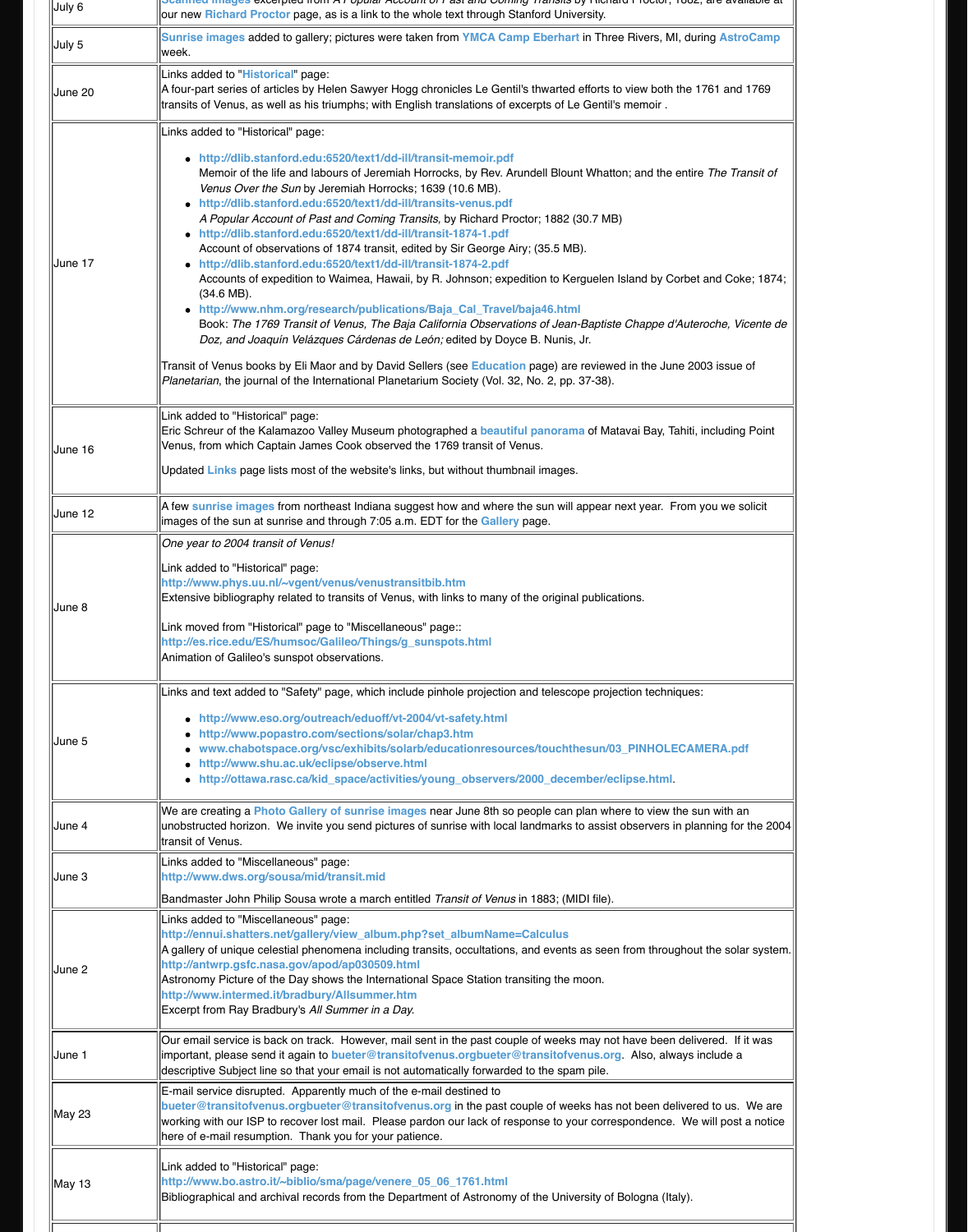| | |
|---|---|
| July 6 | Scanned images excerpted from *A Popular Account of Past and Coming Transits* by Richard Proctor, 1882, are available at our new Richard Proctor page, as is a link to the whole text through Stanford University. |
| July 5 | Sunrise images added to gallery; pictures were taken from YMCA Camp Eberhart in Three Rivers, MI, during AstroCamp week. |
| June 20 | Links added to "Historical" page:<br>A four-part series of articles by Helen Sawyer Hogg chronicles Le Gentil's thwarted efforts to view both the 1761 and 1769 transits of Venus, as well as his triumphs; with English translations of excerpts of Le Gentil's memoir . |
| June 17 | Links added to "Historical" page:<br>• http://dlib.stanford.edu:6520/text1/dd-ill/transit-memoir.pdf<br>Memoir of the life and labours of Jeremiah Horrocks, by Rev. Arundell Blount Whatton; and the entire *The Transit of Venus Over the Sun* by Jeremiah Horrocks; 1639 (10.6 MB).<br>• http://dlib.stanford.edu:6520/text1/dd-ill/transits-venus.pdf<br>*A Popular Account of Past and Coming Transits,* by Richard Proctor; 1882 (30.7 MB)<br>• http://dlib.stanford.edu:6520/text1/dd-ill/transit-1874-1.pdf<br>Account of observations of 1874 transit, edited by Sir George Airy; (35.5 MB).<br>• http://dlib.stanford.edu:6520/text1/dd-ill/transit-1874-2.pdf<br>Accounts of expedition to Waimea, Hawaii, by R. Johnson; expedition to Kerguelen Island by Corbet and Coke; 1874; (34.6 MB).<br>• http://www.nhm.org/research/publications/Baja_Cal_Travel/baja46.html<br>Book: *The 1769 Transit of Venus, The Baja California Observations of Jean-Baptiste Chappe d'Auteroche, Vicente de Doz, and Joaquín Velázques Cárdenas de León;* edited by Doyce B. Nunis, Jr.<br><br>Transit of Venus books by Eli Maor and by David Sellers (see Education page) are reviewed in the June 2003 issue of *Planetarian*, the journal of the International Planetarium Society (Vol. 32, No. 2, pp. 37-38). |
| June 16 | Link added to "Historical" page:<br>Eric Schreur of the Kalamazoo Valley Museum photographed a beautiful panorama of Matavai Bay, Tahiti, including Point Venus, from which Captain James Cook observed the 1769 transit of Venus.<br><br>Updated Links page lists most of the website's links, but without thumbnail images. |
| June 12 | A few sunrise images from northeast Indiana suggest how and where the sun will appear next year. From you we solicit images of the sun at sunrise and through 7:05 a.m. EDT for the Gallery page. |
| June 8 | *One year to 2004 transit of Venus!*<br><br>Link added to "Historical" page:<br>http://www.phys.uu.nl/~vgent/venus/venustransitbib.htm<br>Extensive bibliography related to transits of Venus, with links to many of the original publications.<br><br>Link moved from "Historical" page to "Miscellaneous" page::<br>http://es.rice.edu/ES/humsoc/Galileo/Things/g_sunspots.html<br>Animation of Galileo's sunspot observations. |
| June 5 | Links and text added to "Safety" page, which include pinhole projection and telescope projection techniques:<br>• http://www.eso.org/outreach/eduoff/vt-2004/vt-safety.html<br>• http://www.popastro.com/sections/solar/chap3.htm<br>• www.chabotspace.org/vsc/exhibits/solarb/educationresources/touchthesun/03_PINHOLECAMERA.pdf<br>• http://www.shu.ac.uk/eclipse/observe.html<br>• http://ottawa.rasc.ca/kid_space/activities/young_observers/2000_december/eclipse.html. |
| June 4 | We are creating a Photo Gallery of sunrise images near June 8th so people can plan where to view the sun with an unobstructed horizon. We invite you send pictures of sunrise with local landmarks to assist observers in planning for the 2004 transit of Venus. |
| June 3 | Links added to "Miscellaneous" page:<br>http://www.dws.org/sousa/mid/transit.mid<br><br>Bandmaster John Philip Sousa wrote a march entitled *Transit of Venus* in 1883; (MIDI file). |
| June 2 | Links added to "Miscellaneous" page:<br>http://ennui.shatters.net/gallery/view_album.php?set_albumName=Calculus<br>A gallery of unique celestial phenomena including transits, occultations, and events as seen from throughout the solar system.<br>http://antwrp.gsfc.nasa.gov/apod/ap030509.html<br>Astronomy Picture of the Day shows the International Space Station transiting the moon.<br>http://www.intermed.it/bradbury/Allsummer.htm<br>Excerpt from Ray Bradbury's *All Summer in a Day.* |
| June 1 | Our email service is back on track. However, mail sent in the past couple of weeks may not have been delivered. If it was important, please send it again to bueter@transitofvenus.orgbueter@transitofvenus.org. Also, always include a descriptive Subject line so that your email is not automatically forwarded to the spam pile. |
| May 23 | E-mail service disrupted. Apparently much of the e-mail destined to bueter@transitofvenus.orgbueter@transitofvenus.org in the past couple of weeks has not been delivered to us. We are working with our ISP to recover lost mail. Please pardon our lack of response to your correspondence. We will post a notice here of e-mail resumption. Thank you for your patience. |
| May 13 | Link added to "Historical" page:<br>http://www.bo.astro.it/~biblio/sma/page/venere_05_06_1761.html<br>Bibliographical and archival records from the Department of Astronomy of the University of Bologna (Italy). |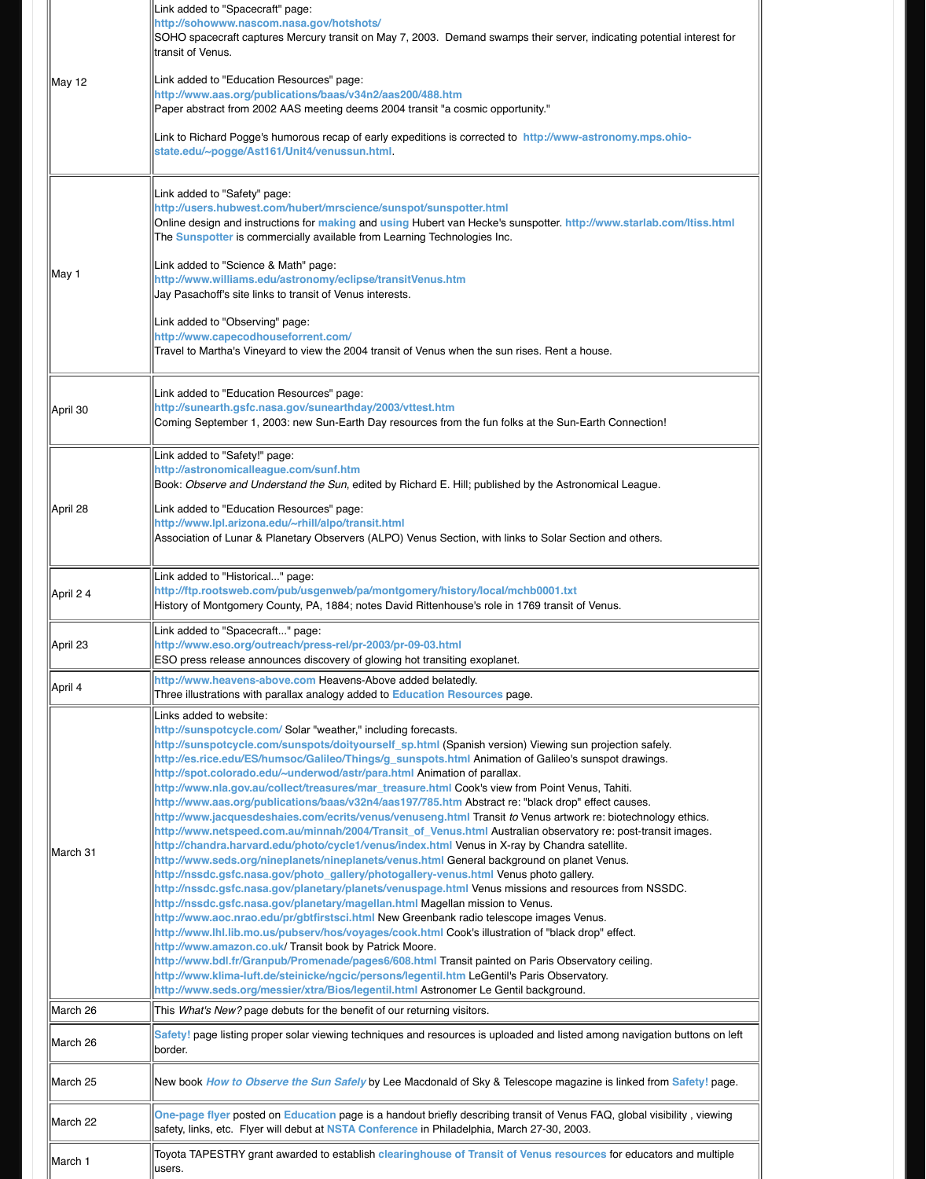| | |
|---|---|
| May 12 | Link added to "Spacecraft" page:<br>http://sohowww.nascom.nasa.gov/hotshots/<br>SOHO spacecraft captures Mercury transit on May 7, 2003. Demand swamps their server, indicating potential interest for transit of Venus.<br><br>Link added to "Education Resources" page:<br>http://www.aas.org/publications/baas/v34n2/aas200/488.htm<br>Paper abstract from 2002 AAS meeting deems 2004 transit "a cosmic opportunity."<br><br>Link to Richard Pogge's humorous recap of early expeditions is corrected to http://www-astronomy.mps.ohio-state.edu/~pogge/Ast161/Unit4/venussun.html. |
| May 1 | Link added to "Safety" page:<br>http://users.hubwest.com/hubert/mrscience/sunspot/sunspotter.html<br>Online design and instructions for making and using Hubert van Hecke's sunspotter. http://www.starlab.com/ltiss.html The Sunspotter is commercially available from Learning Technologies Inc.<br><br>Link added to "Science & Math" page:<br>http://www.williams.edu/astronomy/eclipse/transitVenus.htm<br>Jay Pasachoff's site links to transit of Venus interests.<br><br>Link added to "Observing" page:<br>http://www.capecodhouseforrent.com/<br>Travel to Martha's Vineyard to view the 2004 transit of Venus when the sun rises. Rent a house. |
| April 30 | Link added to "Education Resources" page:<br>http://sunearth.gsfc.nasa.gov/sunearthday/2003/vttest.htm<br>Coming September 1, 2003: new Sun-Earth Day resources from the fun folks at the Sun-Earth Connection! |
| April 28 | Link added to "Safety!" page:<br>http://astronomicalleague.com/sunf.htm<br>Book: *Observe and Understand the Sun*, edited by Richard E. Hill; published by the Astronomical League.<br><br>Link added to "Education Resources" page:<br>http://www.lpl.arizona.edu/~rhill/alpo/transit.html<br>Association of Lunar & Planetary Observers (ALPO) Venus Section, with links to Solar Section and others. |
| April 2 4 | Link added to "Historical..." page:<br>http://ftp.rootsweb.com/pub/usgenweb/pa/montgomery/history/local/mchb0001.txt<br>History of Montgomery County, PA, 1884; notes David Rittenhouse's role in 1769 transit of Venus. |
| April 23 | Link added to "Spacecraft..." page:<br>http://www.eso.org/outreach/press-rel/pr-2003/pr-09-03.html<br>ESO press release announces discovery of glowing hot transiting exoplanet. |
| April 4 | http://www.heavens-above.com Heavens-Above added belatedly.<br>Three illustrations with parallax analogy added to Education Resources page. |
| March 31 | Links added to website:<br>http://sunspotcycle.com/ Solar "weather," including forecasts.<br>http://sunspotcycle.com/sunspots/doityourself_sp.html (Spanish version) Viewing sun projection safely.<br>http://es.rice.edu/ES/humsoc/Galileo/Things/g_sunspots.html Animation of Galileo's sunspot drawings.<br>http://spot.colorado.edu/~underwod/astr/para.html Animation of parallax.<br>http://www.nla.gov.au/collect/treasures/mar_treasure.html Cook's view from Point Venus, Tahiti.<br>http://www.aas.org/publications/baas/v32n4/aas197/785.htm Abstract re: "black drop" effect causes.<br>http://www.jacquesdeshaies.com/ecrits/venus/venuseng.html Transit *to* Venus artwork re: biotechnology ethics.<br>http://www.netspeed.com.au/minnah/2004/Transit_of_Venus.html Australian observatory re: post-transit images.<br>http://chandra.harvard.edu/photo/cycle1/venus/index.html Venus in X-ray by Chandra satellite.<br>http://www.seds.org/nineplanets/nineplanets/venus.html General background on planet Venus.<br>http://nssdc.gsfc.nasa.gov/photo_gallery/photogallery-venus.html Venus photo gallery.<br>http://nssdc.gsfc.nasa.gov/planetary/planets/venuspage.html Venus missions and resources from NSSDC.<br>http://nssdc.gsfc.nasa.gov/planetary/magellan.html Magellan mission to Venus.<br>http://www.aoc.nrao.edu/pr/gbtfirstsci.html New Greenbank radio telescope images Venus.<br>http://www.lhl.lib.mo.us/pubserv/hos/voyages/cook.html Cook's illustration of "black drop" effect.<br>http://www.amazon.co.uk/ Transit book by Patrick Moore.<br>http://www.bdl.fr/Granpub/Promenade/pages6/608.html Transit painted on Paris Observatory ceiling.<br>http://www.klima-luft.de/steinicke/ngcic/persons/legentil.htm LeGentil's Paris Observatory.<br>http://www.seds.org/messier/xtra/Bios/legentil.html Astronomer Le Gentil background. |
| March 26 | This *What's New?* page debuts for the benefit of our returning visitors. |
| March 26 | Safety! page listing proper solar viewing techniques and resources is uploaded and listed among navigation buttons on left border. |
| March 25 | New book ***How to Observe the Sun Safely*** by Lee Macdonald of Sky & Telescope magazine is linked from Safety! page. |
| March 22 | One-page flyer posted on Education page is a handout briefly describing transit of Venus FAQ, global visibility , viewing safety, links, etc. Flyer will debut at NSTA Conference in Philadelphia, March 27-30, 2003. |
| March 1 | Toyota TAPESTRY grant awarded to establish clearinghouse of Transit of Venus resources for educators and multiple users. |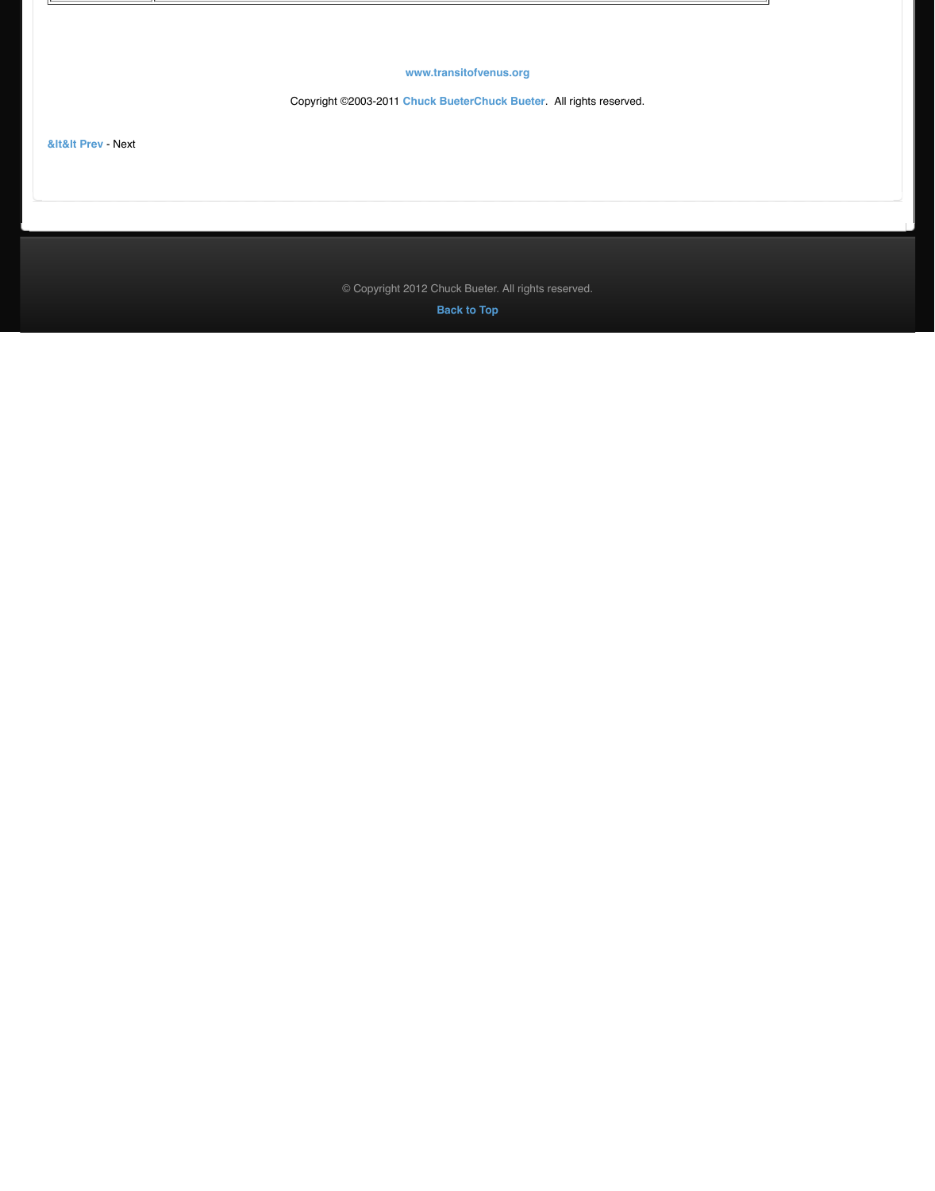www.transitofvenus.org

Copyright ©2003-2011 Chuck BueterChuck Bueter.  All rights reserved.

&lt&lt Prev - Next

© Copyright 2012 Chuck Bueter. All rights reserved.

Back to Top